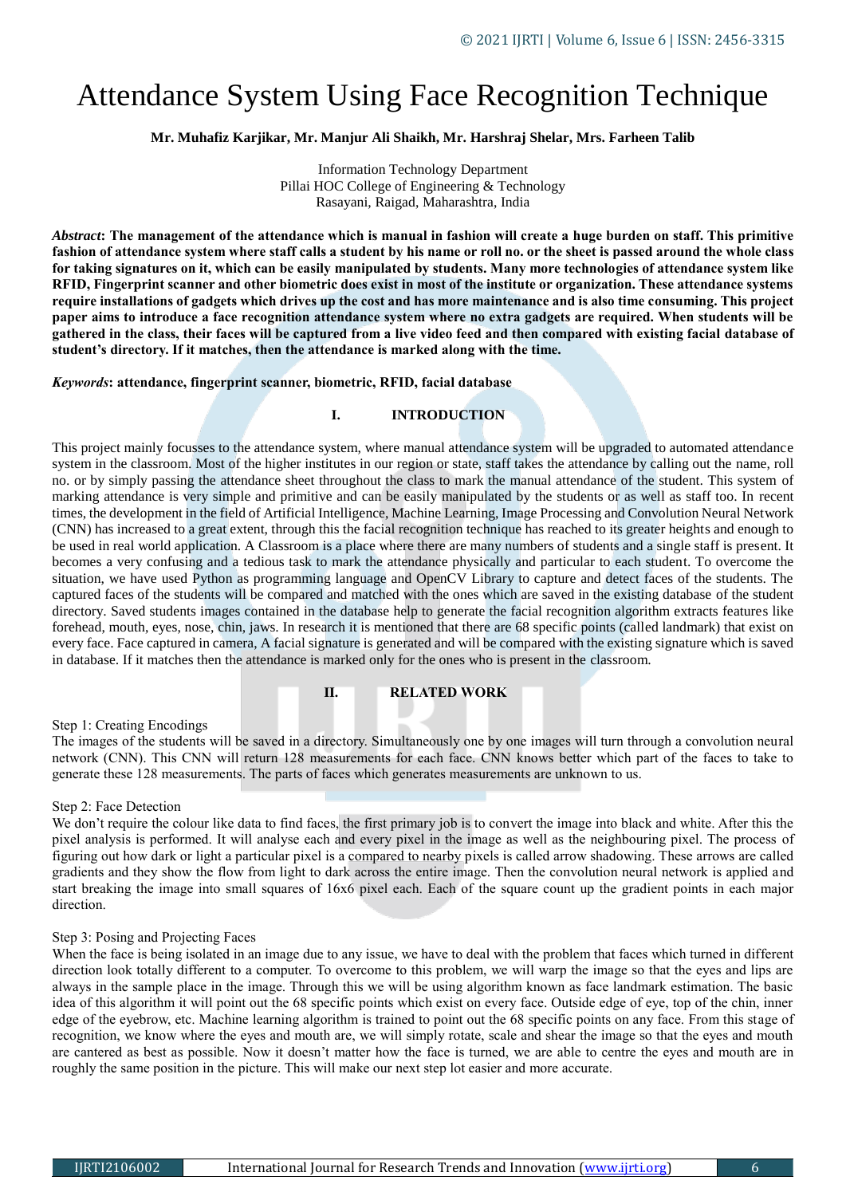# Attendance System Using Face Recognition Technique

**Mr. Muhafiz Karjikar, Mr. Manjur Ali Shaikh, Mr. Harshraj Shelar, Mrs. Farheen Talib**

Information Technology Department
Pillai HOC College of Engineering & Technology
Rasayani, Raigad, Maharashtra, India

***Abstract*: The management of the attendance which is manual in fashion will create a huge burden on staff. This primitive fashion of attendance system where staff calls a student by his name or roll no. or the sheet is passed around the whole class for taking signatures on it, which can be easily manipulated by students. Many more technologies of attendance system like RFID, Fingerprint scanner and other biometric does exist in most of the institute or organization. These attendance systems require installations of gadgets which drives up the cost and has more maintenance and is also time consuming. This project paper aims to introduce a face recognition attendance system where no extra gadgets are required. When students will be gathered in the class, their faces will be captured from a live video feed and then compared with existing facial database of student's directory. If it matches, then the attendance is marked along with the time.**

***Keywords*: attendance, fingerprint scanner, biometric, RFID, facial database**

## I. INTRODUCTION

This project mainly focusses to the attendance system, where manual attendance system will be upgraded to automated attendance system in the classroom. Most of the higher institutes in our region or state, staff takes the attendance by calling out the name, roll no. or by simply passing the attendance sheet throughout the class to mark the manual attendance of the student. This system of marking attendance is very simple and primitive and can be easily manipulated by the students or as well as staff too. In recent times, the development in the field of Artificial Intelligence, Machine Learning, Image Processing and Convolution Neural Network (CNN) has increased to a great extent, through this the facial recognition technique has reached to its greater heights and enough to be used in real world application. A Classroom is a place where there are many numbers of students and a single staff is present. It becomes a very confusing and a tedious task to mark the attendance physically and particular to each student. To overcome the situation, we have used Python as programming language and OpenCV Library to capture and detect faces of the students. The captured faces of the students will be compared and matched with the ones which are saved in the existing database of the student directory. Saved students images contained in the database help to generate the facial recognition algorithm extracts features like forehead, mouth, eyes, nose, chin, jaws. In research it is mentioned that there are 68 specific points (called landmark) that exist on every face. Face captured in camera, A facial signature is generated and will be compared with the existing signature which is saved in database. If it matches then the attendance is marked only for the ones who is present in the classroom.

## II. RELATED WORK

Step 1: Creating Encodings

The images of the students will be saved in a directory. Simultaneously one by one images will turn through a convolution neural network (CNN). This CNN will return 128 measurements for each face. CNN knows better which part of the faces to take to generate these 128 measurements. The parts of faces which generates measurements are unknown to us.

Step 2: Face Detection

We don't require the colour like data to find faces, the first primary job is to convert the image into black and white. After this the pixel analysis is performed. It will analyse each and every pixel in the image as well as the neighbouring pixel. The process of figuring out how dark or light a particular pixel is a compared to nearby pixels is called arrow shadowing. These arrows are called gradients and they show the flow from light to dark across the entire image. Then the convolution neural network is applied and start breaking the image into small squares of 16x6 pixel each. Each of the square count up the gradient points in each major direction.

Step 3: Posing and Projecting Faces

When the face is being isolated in an image due to any issue, we have to deal with the problem that faces which turned in different direction look totally different to a computer. To overcome to this problem, we will warp the image so that the eyes and lips are always in the sample place in the image. Through this we will be using algorithm known as face landmark estimation. The basic idea of this algorithm it will point out the 68 specific points which exist on every face. Outside edge of eye, top of the chin, inner edge of the eyebrow, etc. Machine learning algorithm is trained to point out the 68 specific points on any face. From this stage of recognition, we know where the eyes and mouth are, we will simply rotate, scale and shear the image so that the eyes and mouth are cantered as best as possible. Now it doesn't matter how the face is turned, we are able to centre the eyes and mouth are in roughly the same position in the picture. This will make our next step lot easier and more accurate.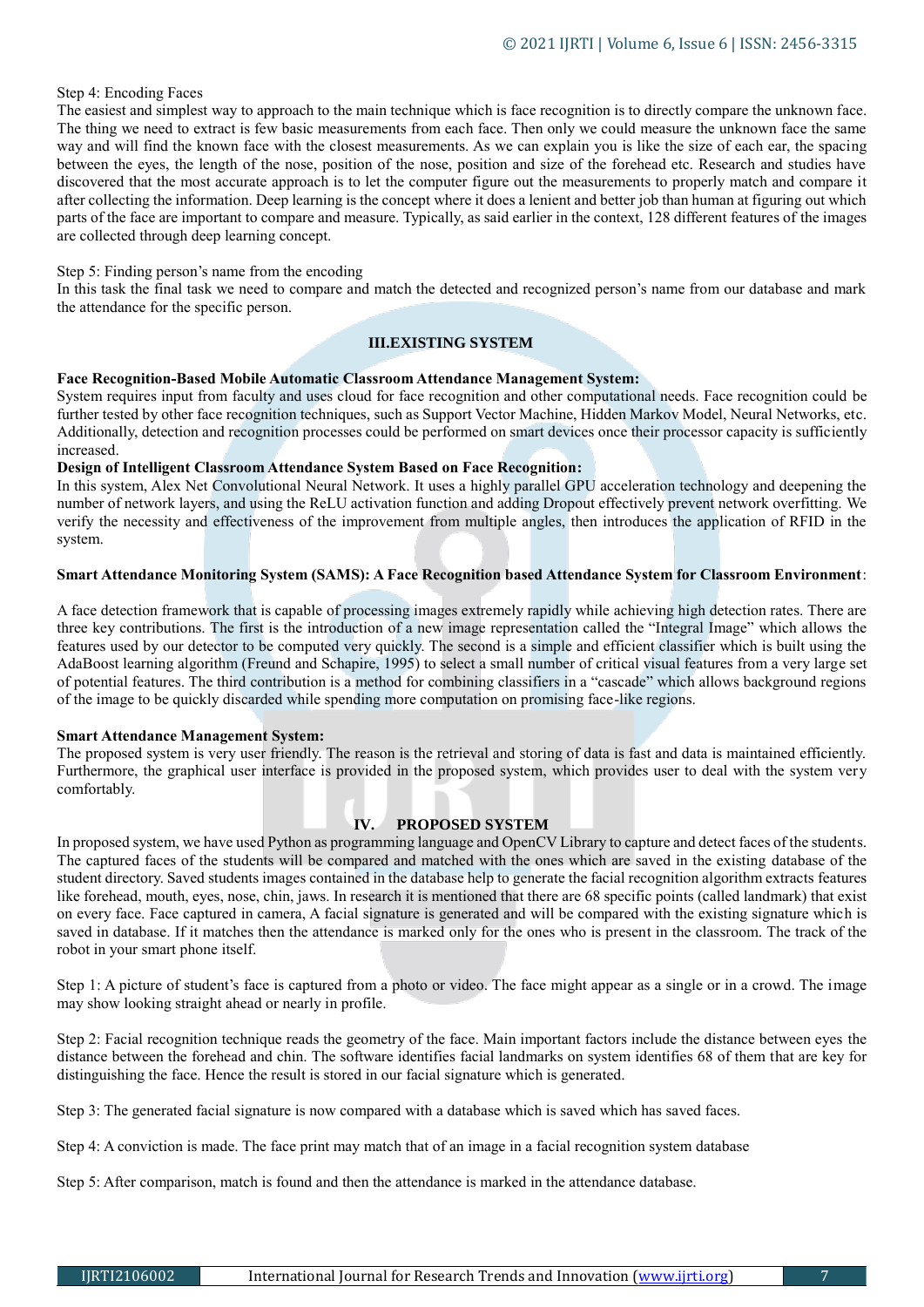Step 4: Encoding Faces

The easiest and simplest way to approach to the main technique which is face recognition is to directly compare the unknown face. The thing we need to extract is few basic measurements from each face. Then only we could measure the unknown face the same way and will find the known face with the closest measurements. As we can explain you is like the size of each ear, the spacing between the eyes, the length of the nose, position of the nose, position and size of the forehead etc. Research and studies have discovered that the most accurate approach is to let the computer figure out the measurements to properly match and compare it after collecting the information. Deep learning is the concept where it does a lenient and better job than human at figuring out which parts of the face are important to compare and measure. Typically, as said earlier in the context, 128 different features of the images are collected through deep learning concept.

Step 5: Finding person's name from the encoding

In this task the final task we need to compare and match the detected and recognized person's name from our database and mark the attendance for the specific person.

## III.EXISTING SYSTEM

**Face Recognition-Based Mobile Automatic Classroom Attendance Management System:**

System requires input from faculty and uses cloud for face recognition and other computational needs. Face recognition could be further tested by other face recognition techniques, such as Support Vector Machine, Hidden Markov Model, Neural Networks, etc. Additionally, detection and recognition processes could be performed on smart devices once their processor capacity is sufficiently increased.

**Design of Intelligent Classroom Attendance System Based on Face Recognition:**

In this system, Alex Net Convolutional Neural Network. It uses a highly parallel GPU acceleration technology and deepening the number of network layers, and using the ReLU activation function and adding Dropout effectively prevent network overfitting. We verify the necessity and effectiveness of the improvement from multiple angles, then introduces the application of RFID in the system.

**Smart Attendance Monitoring System (SAMS): A Face Recognition based Attendance System for Classroom Environment**:

A face detection framework that is capable of processing images extremely rapidly while achieving high detection rates. There are three key contributions. The first is the introduction of a new image representation called the "Integral Image" which allows the features used by our detector to be computed very quickly. The second is a simple and efficient classifier which is built using the AdaBoost learning algorithm (Freund and Schapire, 1995) to select a small number of critical visual features from a very large set of potential features. The third contribution is a method for combining classifiers in a "cascade" which allows background regions of the image to be quickly discarded while spending more computation on promising face-like regions.

**Smart Attendance Management System:**

The proposed system is very user friendly. The reason is the retrieval and storing of data is fast and data is maintained efficiently. Furthermore, the graphical user interface is provided in the proposed system, which provides user to deal with the system very comfortably.

## IV. PROPOSED SYSTEM

In proposed system, we have used Python as programming language and OpenCV Library to capture and detect faces of the students. The captured faces of the students will be compared and matched with the ones which are saved in the existing database of the student directory. Saved students images contained in the database help to generate the facial recognition algorithm extracts features like forehead, mouth, eyes, nose, chin, jaws. In research it is mentioned that there are 68 specific points (called landmark) that exist on every face. Face captured in camera, A facial signature is generated and will be compared with the existing signature which is saved in database. If it matches then the attendance is marked only for the ones who is present in the classroom. The track of the robot in your smart phone itself.

Step 1: A picture of student's face is captured from a photo or video. The face might appear as a single or in a crowd. The image may show looking straight ahead or nearly in profile.

Step 2: Facial recognition technique reads the geometry of the face. Main important factors include the distance between eyes the distance between the forehead and chin. The software identifies facial landmarks on system identifies 68 of them that are key for distinguishing the face. Hence the result is stored in our facial signature which is generated.

Step 3: The generated facial signature is now compared with a database which is saved which has saved faces.

Step 4: A conviction is made. The face print may match that of an image in a facial recognition system database

Step 5: After comparison, match is found and then the attendance is marked in the attendance database.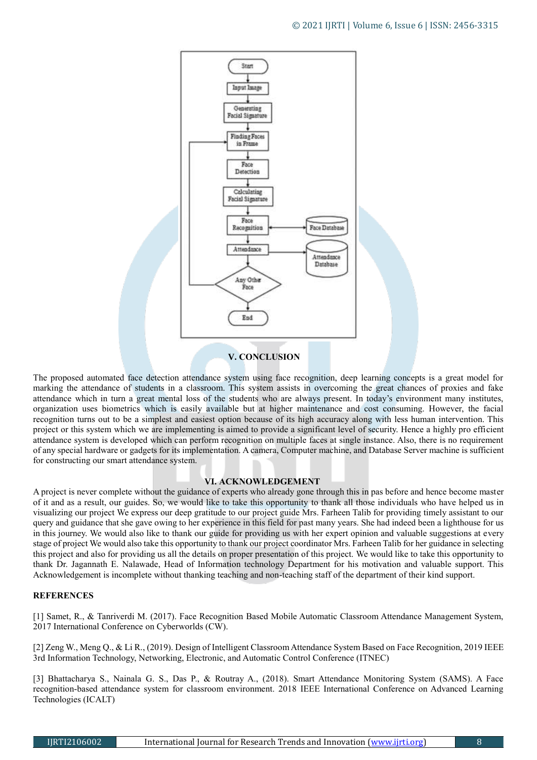Start

Input Image

Generating Facial Signature

Finding Faces in Frame

Face Detection

Calculating Facial Signature

Face Recognition

Face Database

Attendance

Attendance Database

Any Other Face

End

## V. CONCLUSION

The proposed automated face detection attendance system using face recognition, deep learning concepts is a great model for marking the attendance of students in a classroom. This system assists in overcoming the great chances of proxies and fake attendance which in turn a great mental loss of the students who are always present. In today's environment many institutes, organization uses biometrics which is easily available but at higher maintenance and cost consuming. However, the facial recognition turns out to be a simplest and easiest option because of its high accuracy along with less human intervention. This project or this system which we are implementing is aimed to provide a significant level of security. Hence a highly pro efficient attendance system is developed which can perform recognition on multiple faces at single instance. Also, there is no requirement of any special hardware or gadgets for its implementation. A camera, Computer machine, and Database Server machine is sufficient for constructing our smart attendance system.

## VI. ACKNOWLEDGEMENT

A project is never complete without the guidance of experts who already gone through this in pas before and hence become master of it and as a result, our guides. So, we would like to take this opportunity to thank all those individuals who have helped us in visualizing our project We express our deep gratitude to our project guide Mrs. Farheen Talib for providing timely assistant to our query and guidance that she gave owing to her experience in this field for past many years. She had indeed been a lighthouse for us in this journey. We would also like to thank our guide for providing us with her expert opinion and valuable suggestions at every stage of project We would also take this opportunity to thank our project coordinator Mrs. Farheen Talib for her guidance in selecting this project and also for providing us all the details on proper presentation of this project. We would like to take this opportunity to thank Dr. Jagannath E. Nalawade, Head of Information technology Department for his motivation and valuable support. This Acknowledgement is incomplete without thanking teaching and non-teaching staff of the department of their kind support.

## REFERENCES

[1] Samet, R., & Tanriverdi M. (2017). Face Recognition Based Mobile Automatic Classroom Attendance Management System, 2017 International Conference on Cyberworlds (CW).

[2] Zeng W., Meng Q., & Li R., (2019). Design of Intelligent Classroom Attendance System Based on Face Recognition, 2019 IEEE 3rd Information Technology, Networking, Electronic, and Automatic Control Conference (ITNEC)

[3] Bhattacharya S., Nainala G. S., Das P., & Routray A., (2018). Smart Attendance Monitoring System (SAMS). A Face recognition-based attendance system for classroom environment. 2018 IEEE International Conference on Advanced Learning Technologies (ICALT)